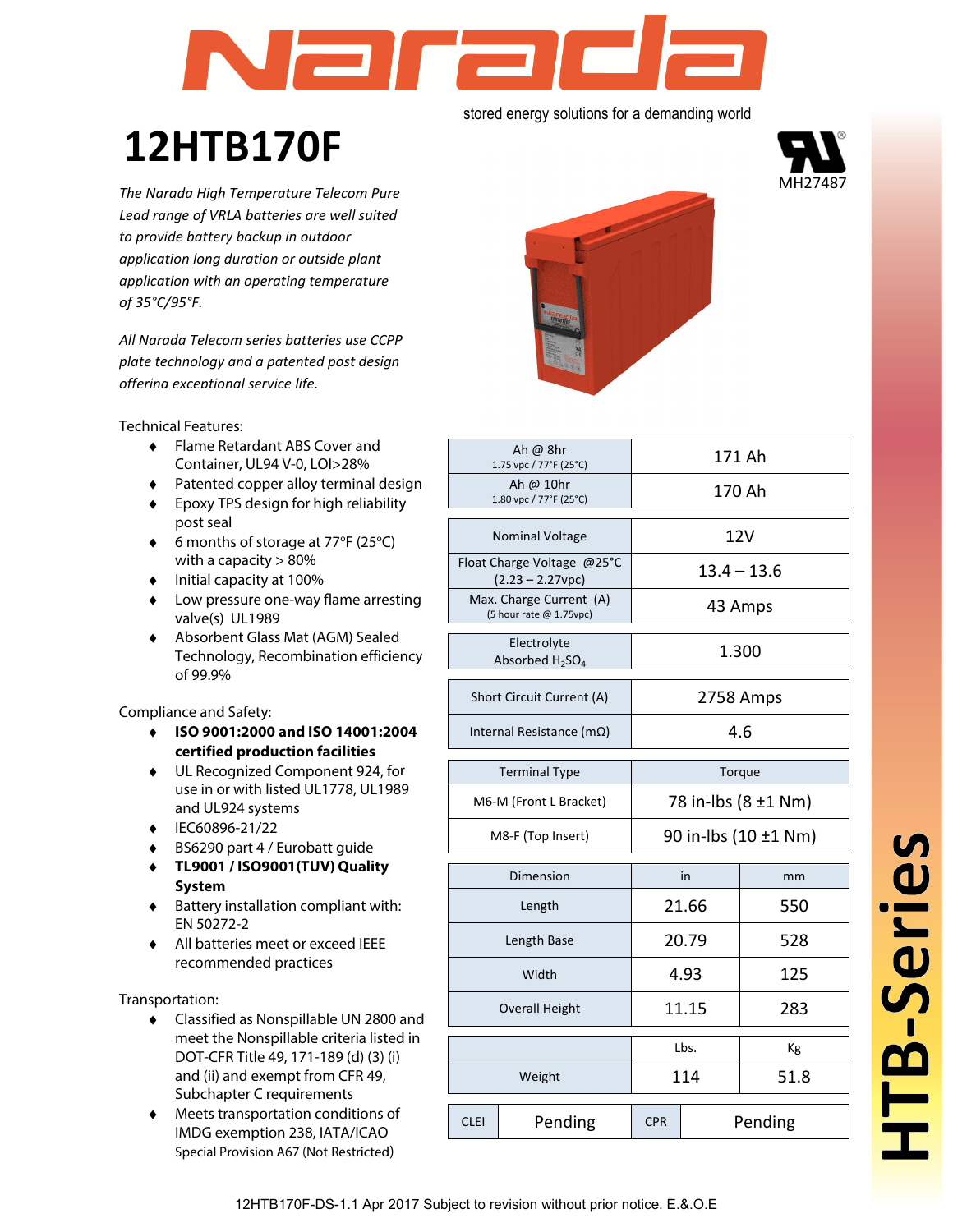# Narada

stored energy solutions for a demanding world

MH27487

# 12HTB170F

*The Narada High Temperature Telecom Pure Lead range of VRLA batteries are well suited to provide battery backup in outdoor application long duration or outside plant application with an operating temperature of 35°C/95°F.*

*All Narada Telecom series batteries use CCPP plate technology and a patented post design offering exceptional service life.*

Technical Features:

- Flame Retardant ABS Cover and Container, UL94 V-0, LOI>28%
- Patented copper alloy terminal design
- Epoxy TPS design for high reliability post seal
- 6 months of storage at 77°F (25°C) with a capacity > 80%
- Initial capacity at 100%
- Low pressure one-way flame arresting valve(s) UL1989
- Absorbent Glass Mat (AGM) Sealed Technology, Recombination efficiency of 99.9%

Compliance and Safety:

- **ISO 9001:2000 and ISO 14001:2004 certified production facilities**
- UL Recognized Component 924, for use in or with listed UL1778, UL1989 and UL924 systems
- IEC60896-21/22
- BS6290 part 4 / Eurobatt guide
- **TL9001 / ISO9001(TUV) Quality System**
- Battery installation compliant with: EN 50272-2
- All batteries meet or exceed IEEE recommended practices

Transportation:

- Classified as Nonspillable UN 2800 and meet the Nonspillable criteria listed in DOT-CFR Title 49, 171-189 (d) (3) (i) and (ii) and exempt from CFR 49, Subchapter C requirements
- Meets transportation conditions of IMDG exemption 238, IATA/ICAO Special Provision A67 (Not Restricted)

| | |
|---|---|
| Ah @ 8hr<br>1.75 vpc / 77°F (25°C) | 171 Ah |
| Ah @ 10hr<br>1.80 vpc / 77°F (25°C) | 170 Ah |

| | |
|---|---|
| Nominal Voltage | 12V |
| Float Charge Voltage @25°C<br>(2.23 – 2.27vpc) | 13.4 – 13.6 |
| Max. Charge Current (A)<br>(5 hour rate @ 1.75vpc) | 43 Amps |

| | |
|---|---|
| Electrolyte<br>Absorbed $H_2SO_4$ | 1.300 |

| | |
|---|---|
| Short Circuit Current (A) | 2758 Amps |
| Internal Resistance (mΩ) | 4.6 |

| Terminal Type | Torque |
|---|---|
| M6-M (Front L Bracket) | 78 in-lbs (8 ±1 Nm) |
| M8-F (Top Insert) | 90 in-lbs (10 ±1 Nm) |

| Dimension | in | mm |
|---|---|---|
| Length | 21.66 | 550 |
| Length Base | 20.79 | 528 |
| Width | 4.93 | 125 |
| Overall Height | 11.15 | 283 |

| | Lbs. | Kg |
|---|---|---|
| Weight | 114 | 51.8 |

| CLEI | Pending | CPR | Pending |
|---|---|---|---|

HTB-Series

12HTB170F-DS-1.1 Apr 2017 Subject to revision without prior notice. E.&.O.E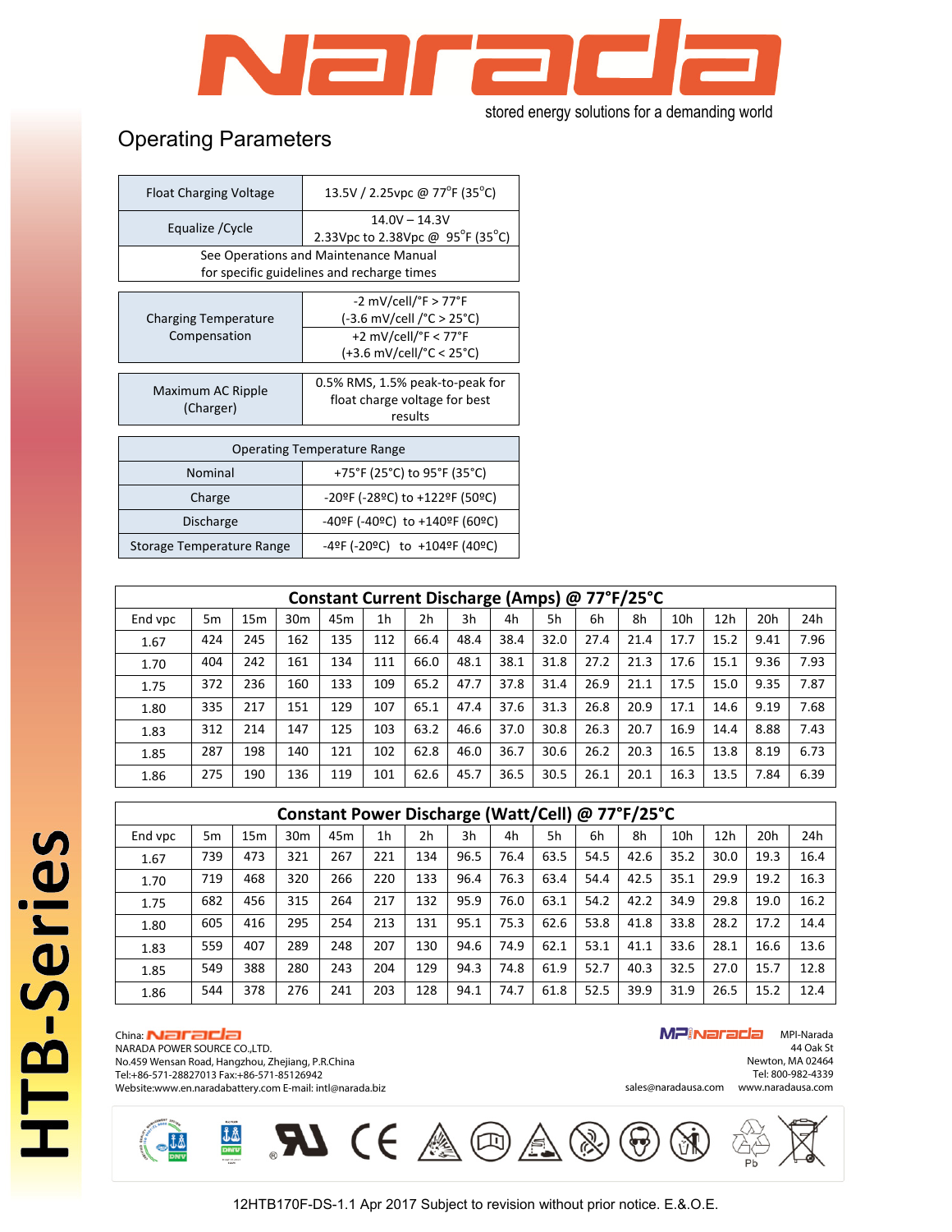Narada

stored energy solutions for a demanding world

## Operating Parameters

| | |
|---|---|
| Float Charging Voltage | 13.5V / 2.25vpc @ 77°F (35°C) |
| Equalize /Cycle | 14.0V – 14.3V<br>2.33Vpc to 2.38Vpc @ 95°F (35°C) |
| See Operations and Maintenance Manual for specific guidelines and recharge times | |

| | |
|---|---|
| Charging Temperature Compensation | -2 mV/cell/°F > 77°F<br>(-3.6 mV/cell /°C > 25°C) |
| | +2 mV/cell/°F < 77°F<br>(+3.6 mV/cell/°C < 25°C) |

| | |
|---|---|
| Maximum AC Ripple (Charger) | 0.5% RMS, 1.5% peak-to-peak for float charge voltage for best results |

| Operating Temperature Range | |
|---|---|
| Nominal | +75°F (25°C) to 95°F (35°C) |
| Charge | -20ºF (-28ºC) to +122ºF (50ºC) |
| Discharge | -40ºF (-40ºC) to +140ºF (60ºC) |
| Storage Temperature Range | -4ºF (-20ºC) to +104ºF (40ºC) |

### Constant Current Discharge (Amps) @ 77°F/25°C

| End vpc | 5m | 15m | 30m | 45m | 1h | 2h | 3h | 4h | 5h | 6h | 8h | 10h | 12h | 20h | 24h |
|---|---|---|---|---|---|---|---|---|---|---|---|---|---|---|---|
| 1.67 | 424 | 245 | 162 | 135 | 112 | 66.4 | 48.4 | 38.4 | 32.0 | 27.4 | 21.4 | 17.7 | 15.2 | 9.41 | 7.96 |
| 1.70 | 404 | 242 | 161 | 134 | 111 | 66.0 | 48.1 | 38.1 | 31.8 | 27.2 | 21.3 | 17.6 | 15.1 | 9.36 | 7.93 |
| 1.75 | 372 | 236 | 160 | 133 | 109 | 65.2 | 47.7 | 37.8 | 31.4 | 26.9 | 21.1 | 17.5 | 15.0 | 9.35 | 7.87 |
| 1.80 | 335 | 217 | 151 | 129 | 107 | 65.1 | 47.4 | 37.6 | 31.3 | 26.8 | 20.9 | 17.1 | 14.6 | 9.19 | 7.68 |
| 1.83 | 312 | 214 | 147 | 125 | 103 | 63.2 | 46.6 | 37.0 | 30.8 | 26.3 | 20.7 | 16.9 | 14.4 | 8.88 | 7.43 |
| 1.85 | 287 | 198 | 140 | 121 | 102 | 62.8 | 46.0 | 36.7 | 30.6 | 26.2 | 20.3 | 16.5 | 13.8 | 8.19 | 6.73 |
| 1.86 | 275 | 190 | 136 | 119 | 101 | 62.6 | 45.7 | 36.5 | 30.5 | 26.1 | 20.1 | 16.3 | 13.5 | 7.84 | 6.39 |

### Constant Power Discharge (Watt/Cell) @ 77°F/25°C

| End vpc | 5m | 15m | 30m | 45m | 1h | 2h | 3h | 4h | 5h | 6h | 8h | 10h | 12h | 20h | 24h |
|---|---|---|---|---|---|---|---|---|---|---|---|---|---|---|---|
| 1.67 | 739 | 473 | 321 | 267 | 221 | 134 | 96.5 | 76.4 | 63.5 | 54.5 | 42.6 | 35.2 | 30.0 | 19.3 | 16.4 |
| 1.70 | 719 | 468 | 320 | 266 | 220 | 133 | 96.4 | 76.3 | 63.4 | 54.4 | 42.5 | 35.1 | 29.9 | 19.2 | 16.3 |
| 1.75 | 682 | 456 | 315 | 264 | 217 | 132 | 95.9 | 76.0 | 63.1 | 54.2 | 42.2 | 34.9 | 29.8 | 19.0 | 16.2 |
| 1.80 | 605 | 416 | 295 | 254 | 213 | 131 | 95.1 | 75.3 | 62.6 | 53.8 | 41.8 | 33.8 | 28.2 | 17.2 | 14.4 |
| 1.83 | 559 | 407 | 289 | 248 | 207 | 130 | 94.6 | 74.9 | 62.1 | 53.1 | 41.1 | 33.6 | 28.1 | 16.6 | 13.6 |
| 1.85 | 549 | 388 | 280 | 243 | 204 | 129 | 94.3 | 74.8 | 61.9 | 52.7 | 40.3 | 32.5 | 27.0 | 15.7 | 12.8 |
| 1.86 | 544 | 378 | 276 | 241 | 203 | 128 | 94.1 | 74.7 | 61.8 | 52.5 | 39.9 | 31.9 | 26.5 | 15.2 | 12.4 |

China: Narada
NARADA POWER SOURCE CO.,LTD.
No.459 Wensan Road, Hangzhou, Zhejiang, P.R.China
Tel:+86-571-28827013 Fax:+86-571-85126942
Website:www.en.naradabattery.com E-mail: intl@narada.biz

MPI-Narada
44 Oak St
Newton, MA 02464
Tel: 800-982-4339
sales@naradausa.com www.naradausa.com

HTB-Series

12HTB170F-DS-1.1 Apr 2017 Subject to revision without prior notice. E.&.O.E.